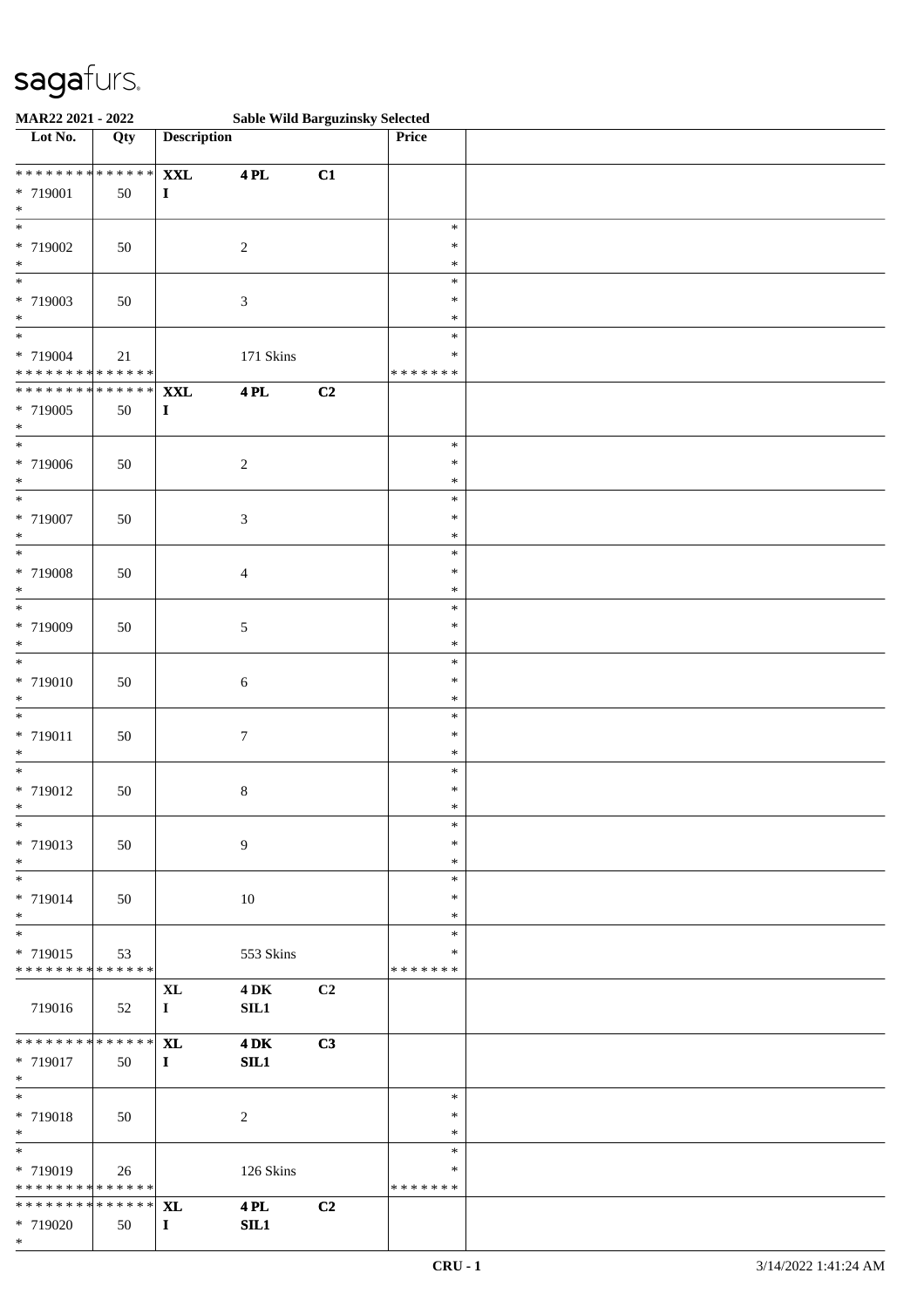sagafurs.

**MAR22 2021 - 2022 Sable Wild Barguzinsky Selected**

| Lot No. | Qty | Description | | | Price | |
|---|---|---|---|---|---|---|
| * * * * * * * * * * * * * * * | | XXL | 4 PL | C1 | | |
| * 719001 | 50 | I | | | | |
| * | | | | | | |
| * | | | | | * | |
| * 719002 | 50 | | 2 | | * | |
| * | | | | | * | |
| * | | | | | * | |
| * 719003 | 50 | | 3 | | * | |
| * | | | | | * | |
| * | | | | | * | |
| * 719004 | 21 | | 171 Skins | | * | |
| * * * * * * * * * * * * * * * | | | | | * * * * * * * | |
| * * * * * * * * * * * * * * * | | XXL | 4 PL | C2 | | |
| * 719005 | 50 | I | | | | |
| * | | | | | | |
| * | | | | | * | |
| * 719006 | 50 | | 2 | | * | |
| * | | | | | * | |
| * | | | | | * | |
| * 719007 | 50 | | 3 | | * | |
| * | | | | | * | |
| * | | | | | * | |
| * 719008 | 50 | | 4 | | * | |
| * | | | | | * | |
| * | | | | | * | |
| * 719009 | 50 | | 5 | | * | |
| * | | | | | * | |
| * | | | | | * | |
| * 719010 | 50 | | 6 | | * | |
| * | | | | | * | |
| * | | | | | * | |
| * 719011 | 50 | | 7 | | * | |
| * | | | | | * | |
| * | | | | | * | |
| * 719012 | 50 | | 8 | | * | |
| * | | | | | * | |
| * | | | | | * | |
| * 719013 | 50 | | 9 | | * | |
| * | | | | | * | |
| * | | | | | * | |
| * 719014 | 50 | | 10 | | * | |
| * | | | | | * | |
| * | | | | | * | |
| * 719015 | 53 | | 553 Skins | | * | |
| * * * * * * * * * * * * * * * | | | | | * * * * * * * | |
| | | XL | 4 DK | C2 | | |
| 719016 | 52 | I | SIL1 | | | |
| * * * * * * * * * * * * * * * | | XL | 4 DK | C3 | | |
| * 719017 | 50 | I | SIL1 | | | |
| * | | | | | | |
| * | | | | | * | |
| * 719018 | 50 | | 2 | | * | |
| * | | | | | * | |
| * | | | | | * | |
| * 719019 | 26 | | 126 Skins | | * | |
| * * * * * * * * * * * * * * * | | | | | * * * * * * * | |
| * * * * * * * * * * * * * * * | | XL | 4 PL | C2 | | |
| * 719020 | 50 | I | SIL1 | | | |
| * | | | | | | |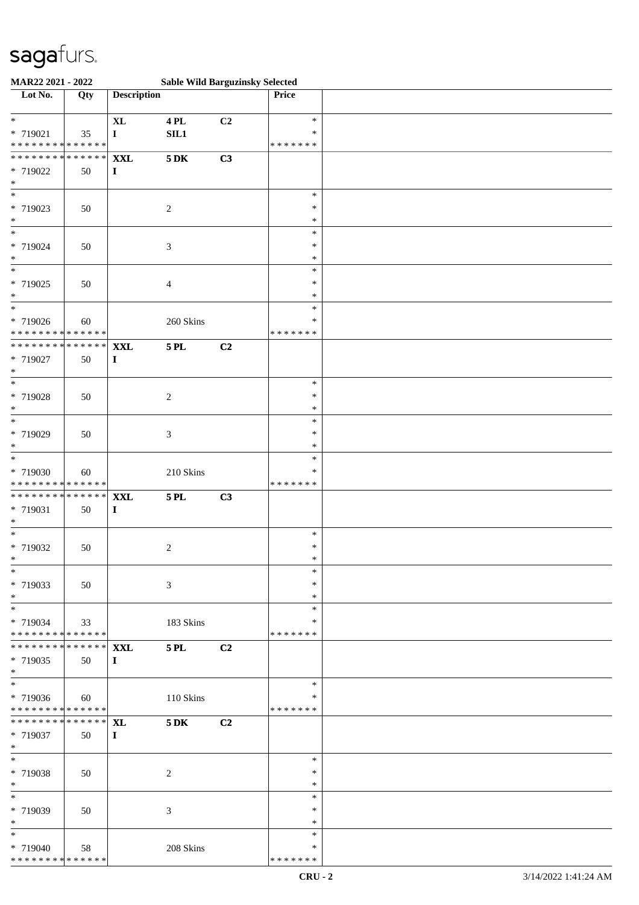sagafurs.

**MAR22 2021 - 2022 — Sable Wild Barguzinsky Selected**

| Lot No. | Qty | Description | | | Price | |
|---|---|---|---|---|---|---|
| * 719021 | 35 | XL I | 4 PL SIL1 | C2 | * | |
| * 719022 | 50 | XXL I | 5 DK | C3 | | |
| * 719023 | 50 | | 2 | | * | |
| * 719024 | 50 | | 3 | | * | |
| * 719025 | 50 | | 4 | | * | |
| * 719026 | 60 | | 260 Skins | | * | |
| * 719027 | 50 | XXL I | 5 PL | C2 | | |
| * 719028 | 50 | | 2 | | * | |
| * 719029 | 50 | | 3 | | * | |
| * 719030 | 60 | | 210 Skins | | * | |
| * 719031 | 50 | XXL I | 5 PL | C3 | | |
| * 719032 | 50 | | 2 | | * | |
| * 719033 | 50 | | 3 | | * | |
| * 719034 | 33 | | 183 Skins | | * | |
| * 719035 | 50 | XXL I | 5 PL | C2 | | |
| * 719036 | 60 | | 110 Skins | | * | |
| * 719037 | 50 | XL I | 5 DK | C2 | | |
| * 719038 | 50 | | 2 | | * | |
| * 719039 | 50 | | 3 | | * | |
| * 719040 | 58 | | 208 Skins | | * | |

CRU - 2 — 3/14/2022 1:41:24 AM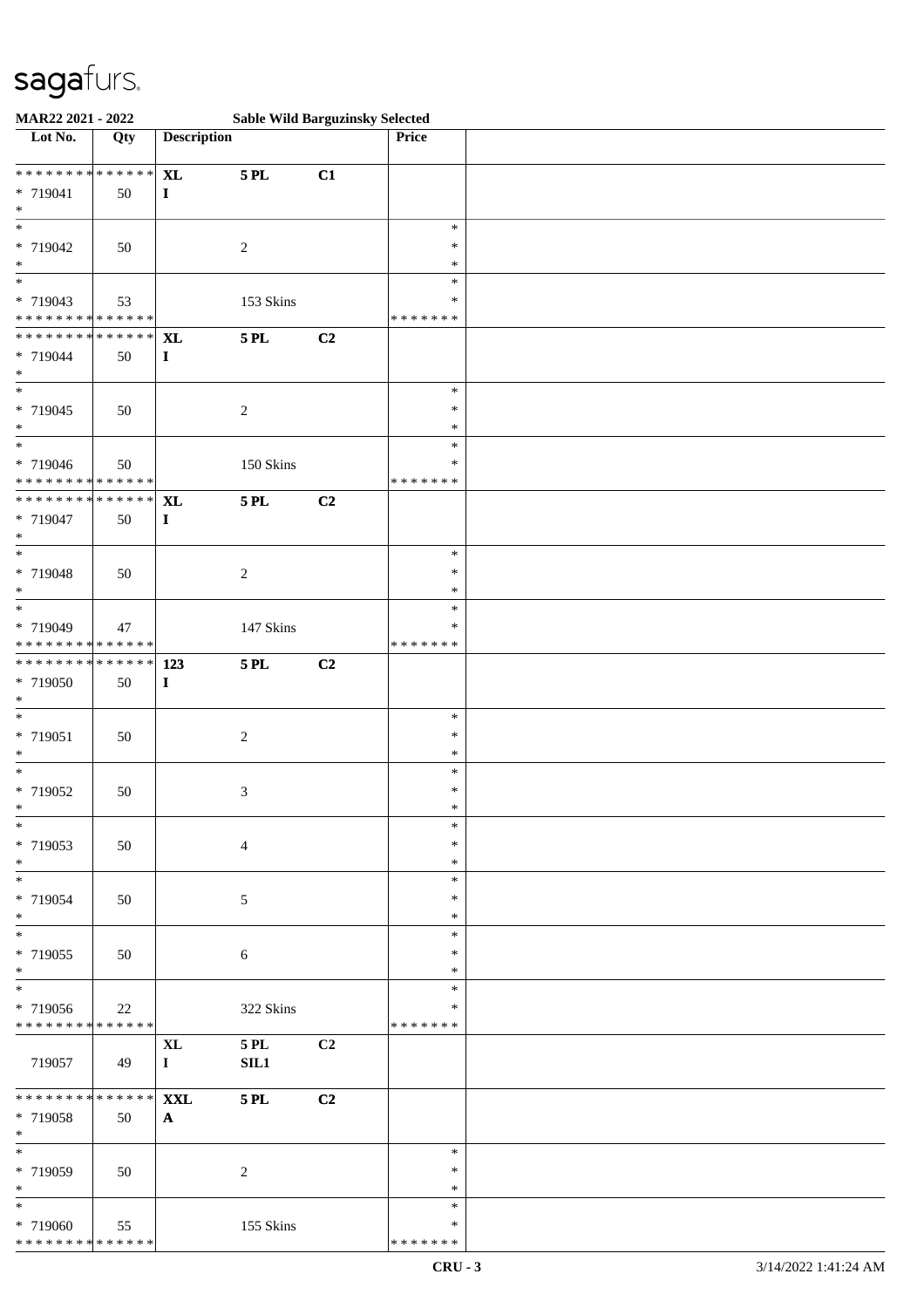**MAR22 2021 - 2022 Sable Wild Barguzinsky Selected**

| Lot No. | Qty | Description | | | Price | |
|---|---|---|---|---|---|---|
| * * * * * * * * * * * * * * | | **XL** | **5 PL** | **C1** | | |
| * 719041 | 50 | **I** | | | | |
| * | | | | | | |
| * | | | | | * | |
| * 719042 | 50 | | 2 | | * | |
| * | | | | | * | |
| * | | | | | * | |
| * 719043 | 53 | | 153 Skins | | * | |
| * * * * * * * * * * * * * * | | | | | * * * * * * * | |
| * * * * * * * * * * * * * * | | **XL** | **5 PL** | **C2** | | |
| * 719044 | 50 | **I** | | | | |
| * | | | | | | |
| * | | | | | * | |
| * 719045 | 50 | | 2 | | * | |
| * | | | | | * | |
| * | | | | | * | |
| * 719046 | 50 | | 150 Skins | | * | |
| * * * * * * * * * * * * * * | | | | | * * * * * * * | |
| * * * * * * * * * * * * * * | | **XL** | **5 PL** | **C2** | | |
| * 719047 | 50 | **I** | | | | |
| * | | | | | | |
| * | | | | | * | |
| * 719048 | 50 | | 2 | | * | |
| * | | | | | * | |
| * | | | | | * | |
| * 719049 | 47 | | 147 Skins | | * | |
| * * * * * * * * * * * * * * | | | | | * * * * * * * | |
| * * * * * * * * * * * * * * | | **123** | **5 PL** | **C2** | | |
| * 719050 | 50 | **I** | | | | |
| * | | | | | | |
| * | | | | | * | |
| * 719051 | 50 | | 2 | | * | |
| * | | | | | * | |
| * | | | | | * | |
| * 719052 | 50 | | 3 | | * | |
| * | | | | | * | |
| * | | | | | * | |
| * 719053 | 50 | | 4 | | * | |
| * | | | | | * | |
| * | | | | | * | |
| * 719054 | 50 | | 5 | | * | |
| * | | | | | * | |
| * | | | | | * | |
| * 719055 | 50 | | 6 | | * | |
| * | | | | | * | |
| * | | | | | * | |
| * 719056 | 22 | | 322 Skins | | * | |
| * * * * * * * * * * * * * * | | | | | * * * * * * * | |
| | | **XL** | **5 PL** | **C2** | | |
| 719057 | 49 | **I** | **SIL1** | | | |
| * * * * * * * * * * * * * * | | **XXL** | **5 PL** | **C2** | | |
| * 719058 | 50 | **A** | | | | |
| * | | | | | | |
| * | | | | | * | |
| * 719059 | 50 | | 2 | | * | |
| * | | | | | * | |
| * | | | | | * | |
| * 719060 | 55 | | 155 Skins | | * | |
| * * * * * * * * * * * * * * | | | | | * * * * * * * | |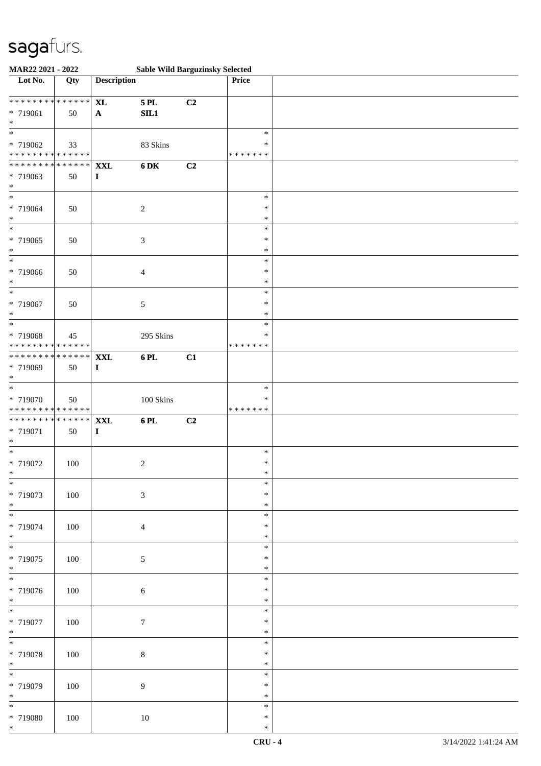# sagafurs.

**MAR22 2021 - 2022** **Sable Wild Barguzinsky Selected**

| Lot No. | Qty | Description | | | Price | |
|---|---|---|---|---|---|---|
| * * * * * * * * * * * * * * | | **XL** | **5 PL** | **C2** | | |
| * 719061 | 50 | **A** | **SIL1** | | | |
| * | | | | | | |
| * | | | | | * | |
| * 719062 | 33 | | 83 Skins | | * | |
| * * * * * * * * * * * * * * | | | | | * * * * * * * | |
| * * * * * * * * * * * * * * | | **XXL** | **6 DK** | **C2** | | |
| * 719063 | 50 | **I** | | | | |
| * | | | | | | |
| * | | | | | * | |
| * 719064 | 50 | | 2 | | * | |
| * | | | | | * | |
| * | | | | | * | |
| * 719065 | 50 | | 3 | | * | |
| * | | | | | * | |
| * | | | | | * | |
| * 719066 | 50 | | 4 | | * | |
| * | | | | | * | |
| * | | | | | * | |
| * 719067 | 50 | | 5 | | * | |
| * | | | | | * | |
| * | | | | | * | |
| * 719068 | 45 | | 295 Skins | | * | |
| * * * * * * * * * * * * * * | | | | | * * * * * * * | |
| * * * * * * * * * * * * * * | | **XXL** | **6 PL** | **C1** | | |
| * 719069 | 50 | **I** | | | | |
| * | | | | | | |
| * | | | | | * | |
| * 719070 | 50 | | 100 Skins | | * | |
| * * * * * * * * * * * * * * | | | | | * * * * * * * | |
| * * * * * * * * * * * * * * | | **XXL** | **6 PL** | **C2** | | |
| * 719071 | 50 | **I** | | | | |
| * | | | | | | |
| * | | | | | * | |
| * 719072 | 100 | | 2 | | * | |
| * | | | | | * | |
| * | | | | | * | |
| * 719073 | 100 | | 3 | | * | |
| * | | | | | * | |
| * | | | | | * | |
| * 719074 | 100 | | 4 | | * | |
| * | | | | | * | |
| * | | | | | * | |
| * 719075 | 100 | | 5 | | * | |
| * | | | | | * | |
| * | | | | | * | |
| * 719076 | 100 | | 6 | | * | |
| * | | | | | * | |
| * | | | | | * | |
| * 719077 | 100 | | 7 | | * | |
| * | | | | | * | |
| * | | | | | * | |
| * 719078 | 100 | | 8 | | * | |
| * | | | | | * | |
| * | | | | | * | |
| * 719079 | 100 | | 9 | | * | |
| * | | | | | * | |
| * | | | | | * | |
| * 719080 | 100 | | 10 | | * | |
| * | | | | | * | |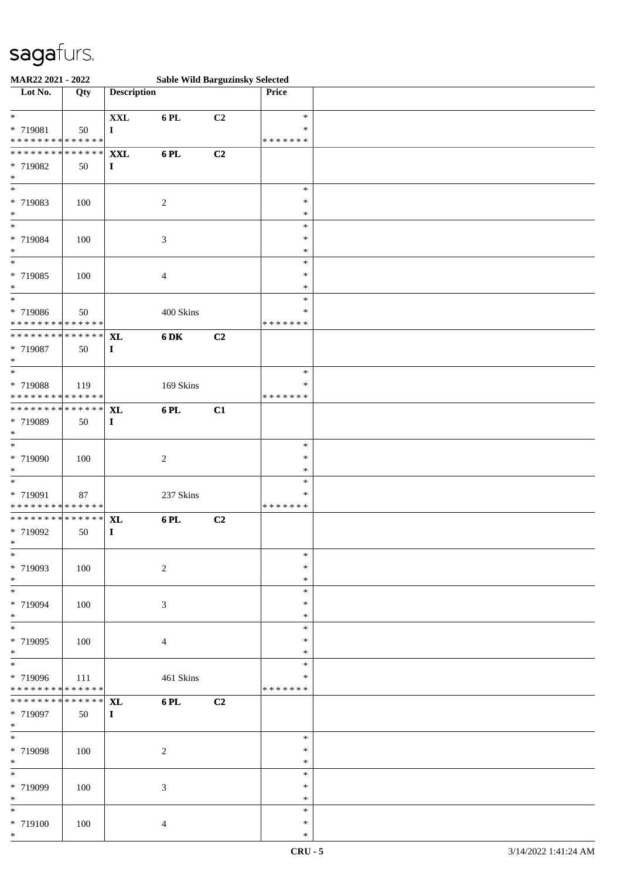MAR22 2021 - 2022 Sable Wild Barguzinsky Selected

| Lot No. | Qty | Description | | | Price | |
|---|---|---|---|---|---|---|
| * 719081 | 50 | XXL I | 6 PL | C2 | * | |
| * 719082 | 50 | XXL I | 6 PL | C2 | | |
| * 719083 | 100 | | 2 | | * | |
| * 719084 | 100 | | 3 | | * | |
| * 719085 | 100 | | 4 | | * | |
| * 719086 | 50 | | 400 Skins | | * | |
| * 719087 | 50 | XL I | 6 DK | C2 | | |
| * 719088 | 119 | | 169 Skins | | * | |
| * 719089 | 50 | XL I | 6 PL | C1 | | |
| * 719090 | 100 | | 2 | | * | |
| * 719091 | 87 | | 237 Skins | | * | |
| * 719092 | 50 | XL I | 6 PL | C2 | | |
| * 719093 | 100 | | 2 | | * | |
| * 719094 | 100 | | 3 | | * | |
| * 719095 | 100 | | 4 | | * | |
| * 719096 | 111 | | 461 Skins | | * | |
| * 719097 | 50 | XL I | 6 PL | C2 | | |
| * 719098 | 100 | | 2 | | * | |
| * 719099 | 100 | | 3 | | * | |
| * 719100 | 100 | | 4 | | * | |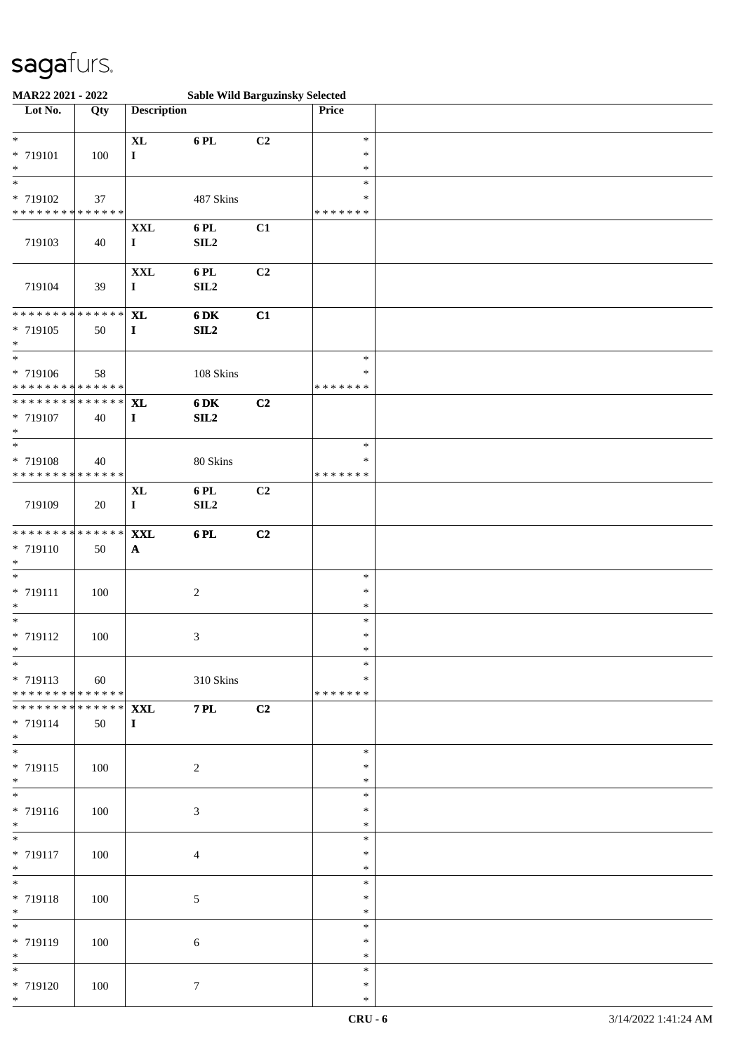# sagafurs.

**MAR22 2021 - 2022** **Sable Wild Barguzinsky Selected**

| Lot No. | Qty | Description | | | Price | |
|---|---|---|---|---|---|---|
| * | | **XL** | **6 PL** | **C2** | * | |
| * 719101 | 100 | **I** | | | * | |
| * | | | | | * | |
| * | | | | | * | |
| * 719102 | 37 | | 487 Skins | | * | |
| * * * * * * * * * * * * * * | | | | | * * * * * * * | |
| | | **XXL** | **6 PL** | **C1** | | |
| 719103 | 40 | **I** | **SIL2** | | | |
| | | **XXL** | **6 PL** | **C2** | | |
| 719104 | 39 | **I** | **SIL2** | | | |
| * * * * * * * * * * * * * * | | **XL** | **6 DK** | **C1** | | |
| * 719105 | 50 | **I** | **SIL2** | | | |
| * | | | | | | |
| * | | | | | * | |
| * 719106 | 58 | | 108 Skins | | * | |
| * * * * * * * * * * * * * * | | | | | * * * * * * * | |
| * * * * * * * * * * * * * * | | **XL** | **6 DK** | **C2** | | |
| * 719107 | 40 | **I** | **SIL2** | | | |
| * | | | | | | |
| * | | | | | * | |
| * 719108 | 40 | | 80 Skins | | * | |
| * * * * * * * * * * * * * * | | | | | * * * * * * * | |
| | | **XL** | **6 PL** | **C2** | | |
| 719109 | 20 | **I** | **SIL2** | | | |
| * * * * * * * * * * * * * * | | **XXL** | **6 PL** | **C2** | | |
| * 719110 | 50 | **A** | | | | |
| * | | | | | | |
| * | | | | | * | |
| * 719111 | 100 | | 2 | | * | |
| * | | | | | * | |
| * | | | | | * | |
| * 719112 | 100 | | 3 | | * | |
| * | | | | | * | |
| * | | | | | * | |
| * 719113 | 60 | | 310 Skins | | * | |
| * * * * * * * * * * * * * * | | | | | * * * * * * * | |
| * * * * * * * * * * * * * * | | **XXL** | **7 PL** | **C2** | | |
| * 719114 | 50 | **I** | | | | |
| * | | | | | | |
| * | | | | | * | |
| * 719115 | 100 | | 2 | | * | |
| * | | | | | * | |
| * | | | | | * | |
| * 719116 | 100 | | 3 | | * | |
| * | | | | | * | |
| * | | | | | * | |
| * 719117 | 100 | | 4 | | * | |
| * | | | | | * | |
| * | | | | | * | |
| * 719118 | 100 | | 5 | | * | |
| * | | | | | * | |
| * | | | | | * | |
| * 719119 | 100 | | 6 | | * | |
| * | | | | | * | |
| * | | | | | * | |
| * 719120 | 100 | | 7 | | * | |
| * | | | | | * | |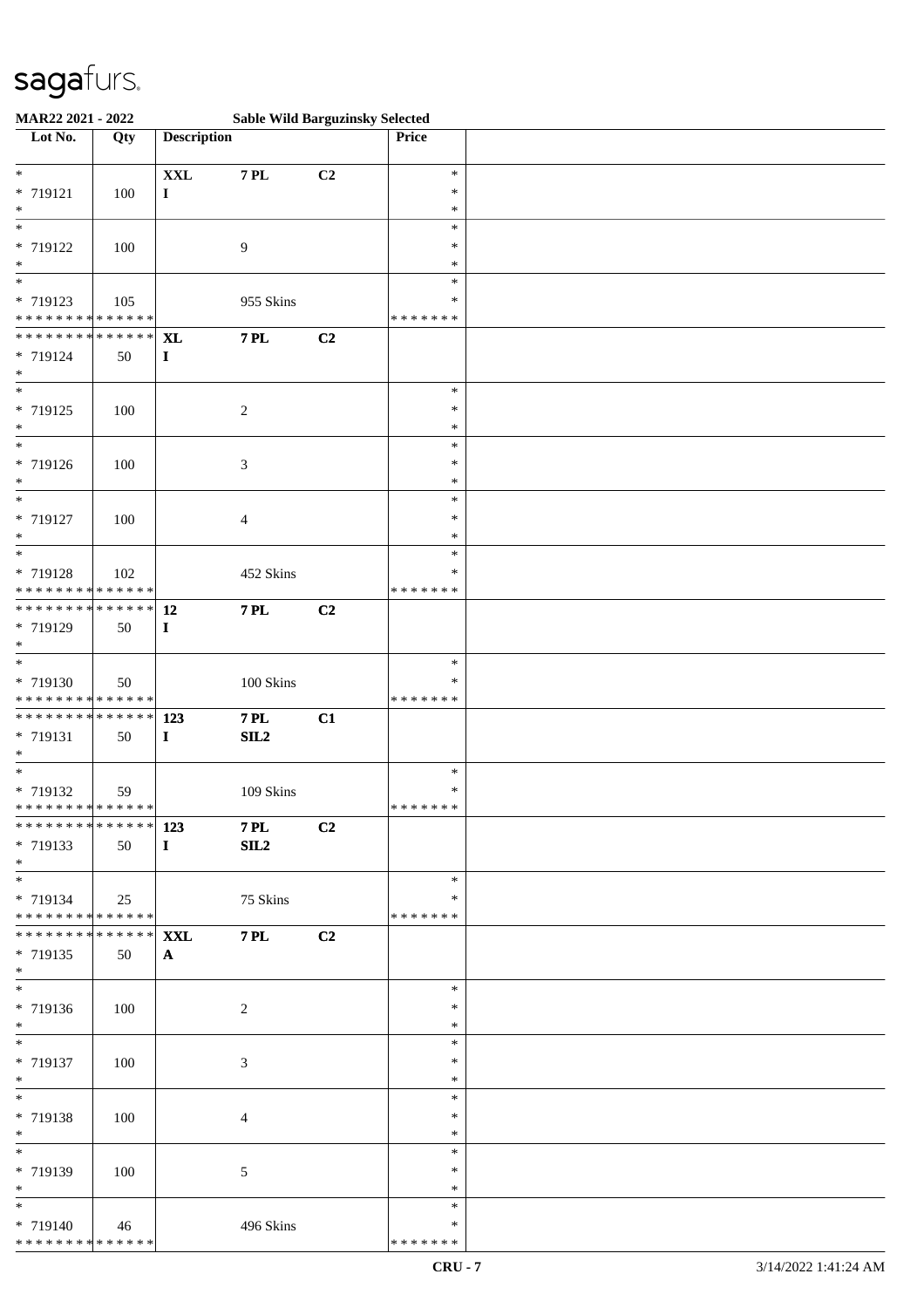# sagafurs.

**MAR22 2021 - 2022** — **Sable Wild Barguzinsky Selected**

| Lot No. | Qty | Description | | | Price | |
|---|---|---|---|---|---|---|
| * 719121 | 100 | **XXL** **I** | **7 PL** | **C2** | * | |
| * 719122 | 100 | | 9 | | * | |
| * 719123 | 105 | | 955 Skins | | * | |
| * 719124 | 50 | **XL** **I** | **7 PL** | **C2** | | |
| * 719125 | 100 | | 2 | | * | |
| * 719126 | 100 | | 3 | | * | |
| * 719127 | 100 | | 4 | | * | |
| * 719128 | 102 | | 452 Skins | | * | |
| * 719129 | 50 | **12** **I** | **7 PL** | **C2** | | |
| * 719130 | 50 | | 100 Skins | | * | |
| * 719131 | 50 | **123** **I** | **7 PL** **SIL2** | **C1** | | |
| * 719132 | 59 | | 109 Skins | | * | |
| * 719133 | 50 | **123** **I** | **7 PL** **SIL2** | **C2** | | |
| * 719134 | 25 | | 75 Skins | | * | |
| * 719135 | 50 | **XXL** **A** | **7 PL** | **C2** | | |
| * 719136 | 100 | | 2 | | * | |
| * 719137 | 100 | | 3 | | * | |
| * 719138 | 100 | | 4 | | * | |
| * 719139 | 100 | | 5 | | * | |
| * 719140 | 46 | | 496 Skins | | * | |

CRU - 7 — 3/14/2022 1:41:24 AM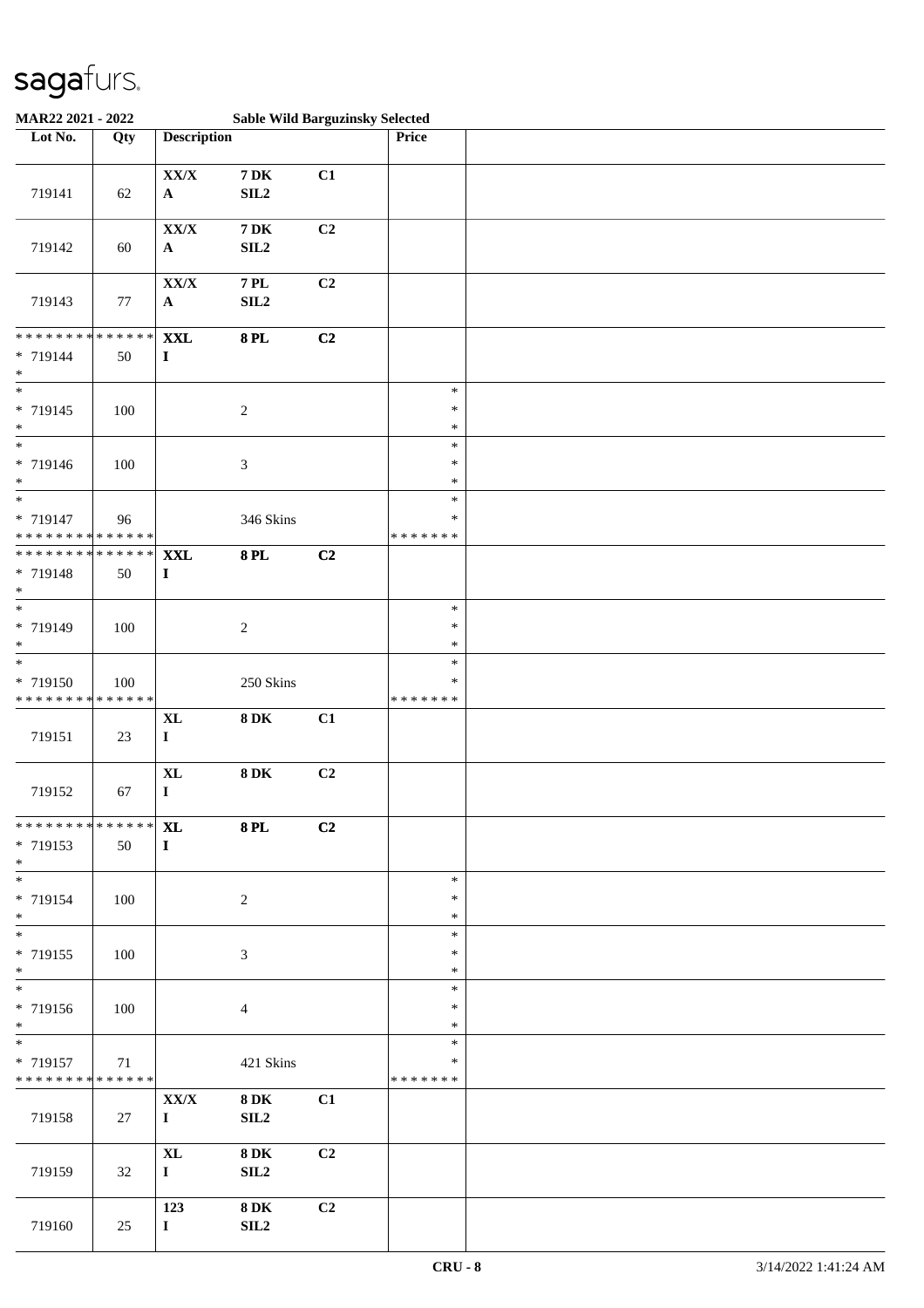sagafurs.

**MAR22 2021 - 2022 Sable Wild Barguzinsky Selected**

| Lot No. | Qty | Description | | | Price | |
|---|---|---|---|---|---|---|
| 719141 | 62 | XX/X A | 7 DK SIL2 | C1 | | |
| 719142 | 60 | XX/X A | 7 DK SIL2 | C2 | | |
| 719143 | 77 | XX/X A | 7 PL SIL2 | C2 | | |
| * * * * * * * * * * * * * * * 719144 * | 50 | XXL I | 8 PL | C2 | | |
| * * 719145 * | 100 | | 2 | | * * * | |
| * * 719146 * | 100 | | 3 | | * * * | |
| * * 719147 * * * * * * * * * * * * * * | 96 | | 346 Skins | | * * * * * * * * | |
| * * * * * * * * * * * * * * * 719148 * | 50 | XXL I | 8 PL | C2 | | |
| * * 719149 * | 100 | | 2 | | * * * | |
| * * 719150 * * * * * * * * * * * * * * | 100 | | 250 Skins | | * * * * * * * * | |
| 719151 | 23 | XL I | 8 DK | C1 | | |
| 719152 | 67 | XL I | 8 DK | C2 | | |
| * * * * * * * * * * * * * * * 719153 * | 50 | XL I | 8 PL | C2 | | |
| * * 719154 * | 100 | | 2 | | * * * | |
| * * 719155 * | 100 | | 3 | | * * * | |
| * * 719156 * | 100 | | 4 | | * * * | |
| * * 719157 * * * * * * * * * * * * * * | 71 | | 421 Skins | | * * * * * * * * | |
| 719158 | 27 | XX/X I | 8 DK SIL2 | C1 | | |
| 719159 | 32 | XL I | 8 DK SIL2 | C2 | | |
| 719160 | 25 | 123 I | 8 DK SIL2 | C2 | | |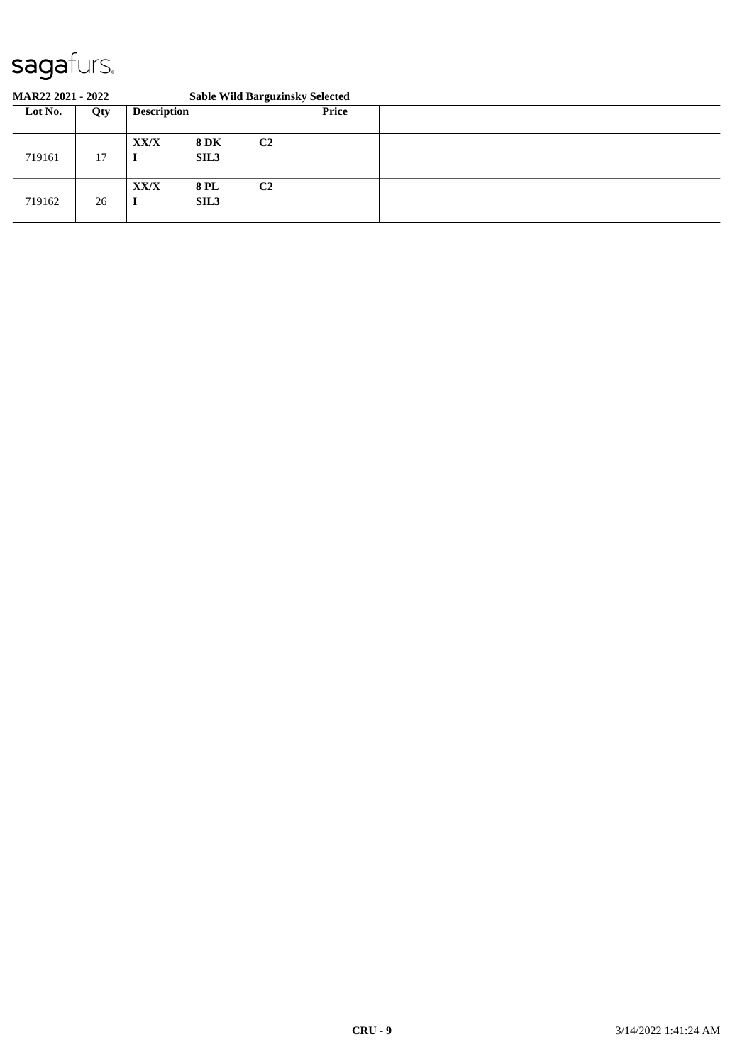**MAR22 2021 - 2022** **Sable Wild Barguzinsky Selected**

| Lot No. | Qty | Description | | | Price | |
|---|---|---|---|---|---|---|
| 719161 | 17 | **XX/X** **I** | **8 DK** **SIL3** | **C2** | | |
| 719162 | 26 | **XX/X** **I** | **8 PL** **SIL3** | **C2** | | |